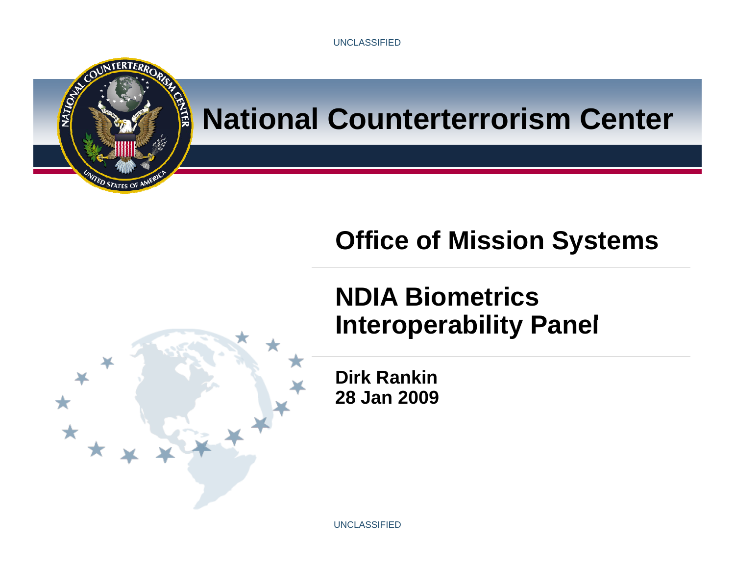UNCLASSIFIED

# National Counterterrorism Center

## Office of Mission Systems

## NDIA Biometrics Interoperability Panel

**Dirk Rankin**
**28 Jan 2009**

UNCLASSIFIED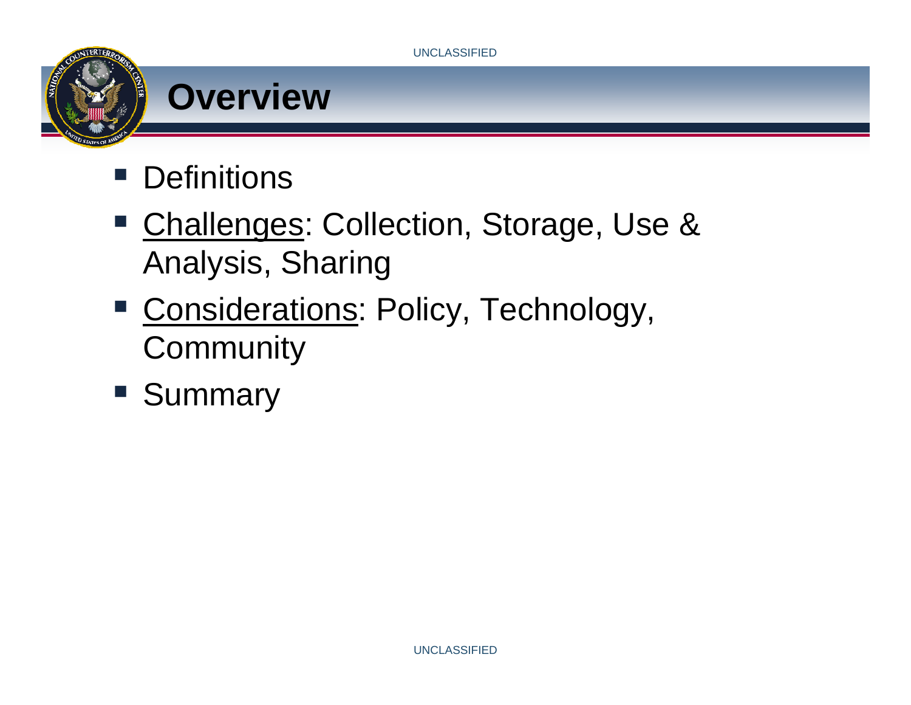# Overview

- Definitions
- Challenges: Collection, Storage, Use & Analysis, Sharing
- Considerations: Policy, Technology, Community
- Summary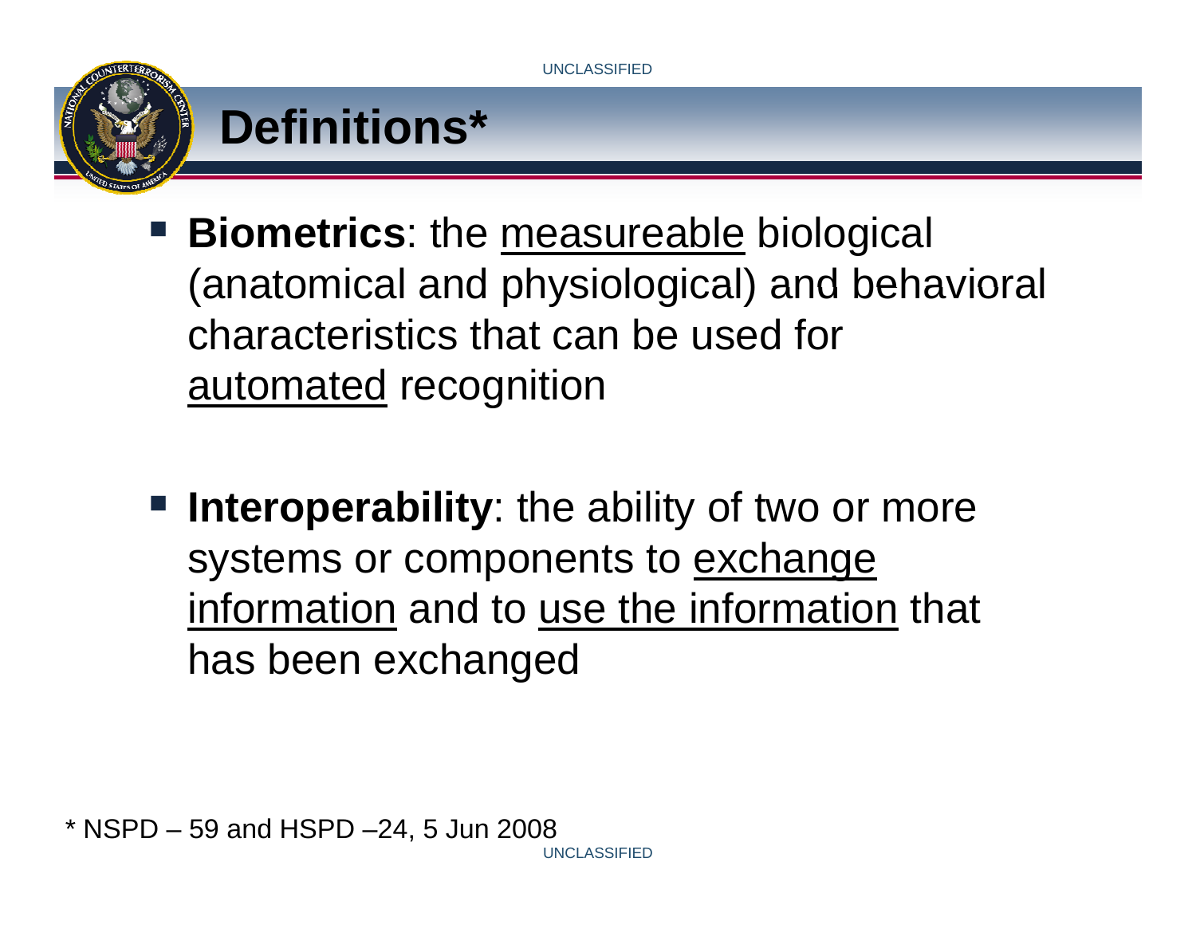# Definitions*

- **Biometrics**: the measureable biological (anatomical and physiological) and behavioral characteristics that can be used for automated recognition

- **Interoperability**: the ability of two or more systems or components to exchange information and to use the information that has been exchanged

* NSPD – 59 and HSPD –24, 5 Jun 2008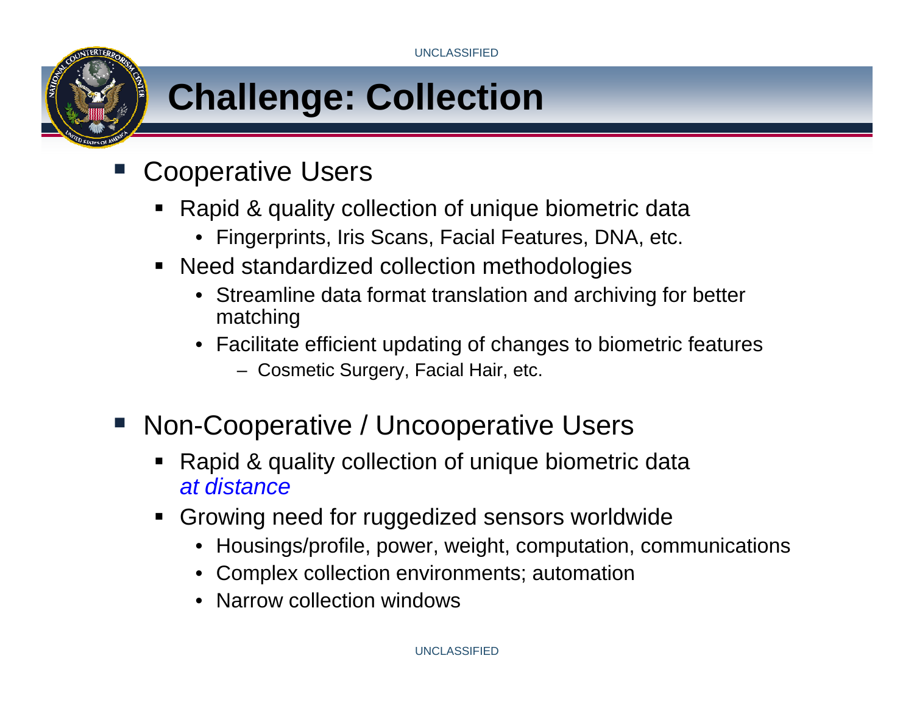# Challenge: Collection

- Cooperative Users
  - Rapid & quality collection of unique biometric data
    - Fingerprints, Iris Scans, Facial Features, DNA, etc.
  - Need standardized collection methodologies
    - Streamline data format translation and archiving for better matching
    - Facilitate efficient updating of changes to biometric features
      - Cosmetic Surgery, Facial Hair, etc.

- Non-Cooperative / Uncooperative Users
  - Rapid & quality collection of unique biometric data *at distance*
  - Growing need for ruggedized sensors worldwide
    - Housings/profile, power, weight, computation, communications
    - Complex collection environments; automation
    - Narrow collection windows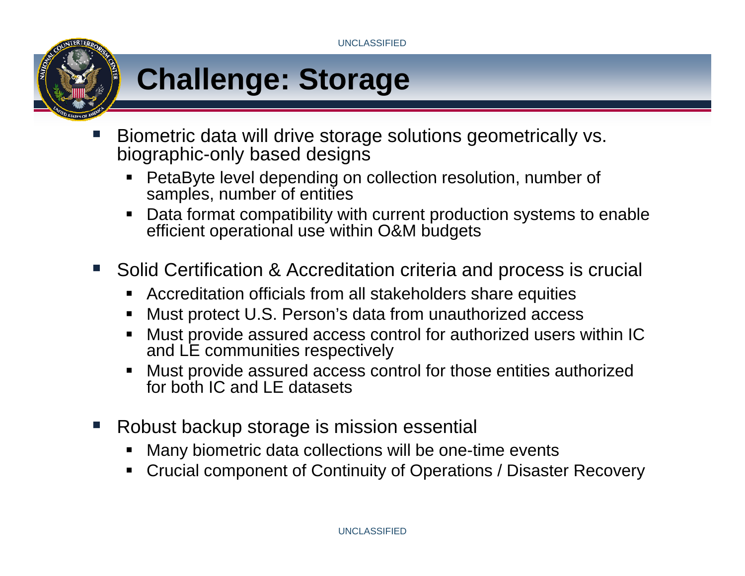# Challenge: Storage

- Biometric data will drive storage solutions geometrically vs. biographic-only based designs
  - PetaByte level depending on collection resolution, number of samples, number of entities
  - Data format compatibility with current production systems to enable efficient operational use within O&M budgets
- Solid Certification & Accreditation criteria and process is crucial
  - Accreditation officials from all stakeholders share equities
  - Must protect U.S. Person's data from unauthorized access
  - Must provide assured access control for authorized users within IC and LE communities respectively
  - Must provide assured access control for those entities authorized for both IC and LE datasets
- Robust backup storage is mission essential
  - Many biometric data collections will be one-time events
  - Crucial component of Continuity of Operations / Disaster Recovery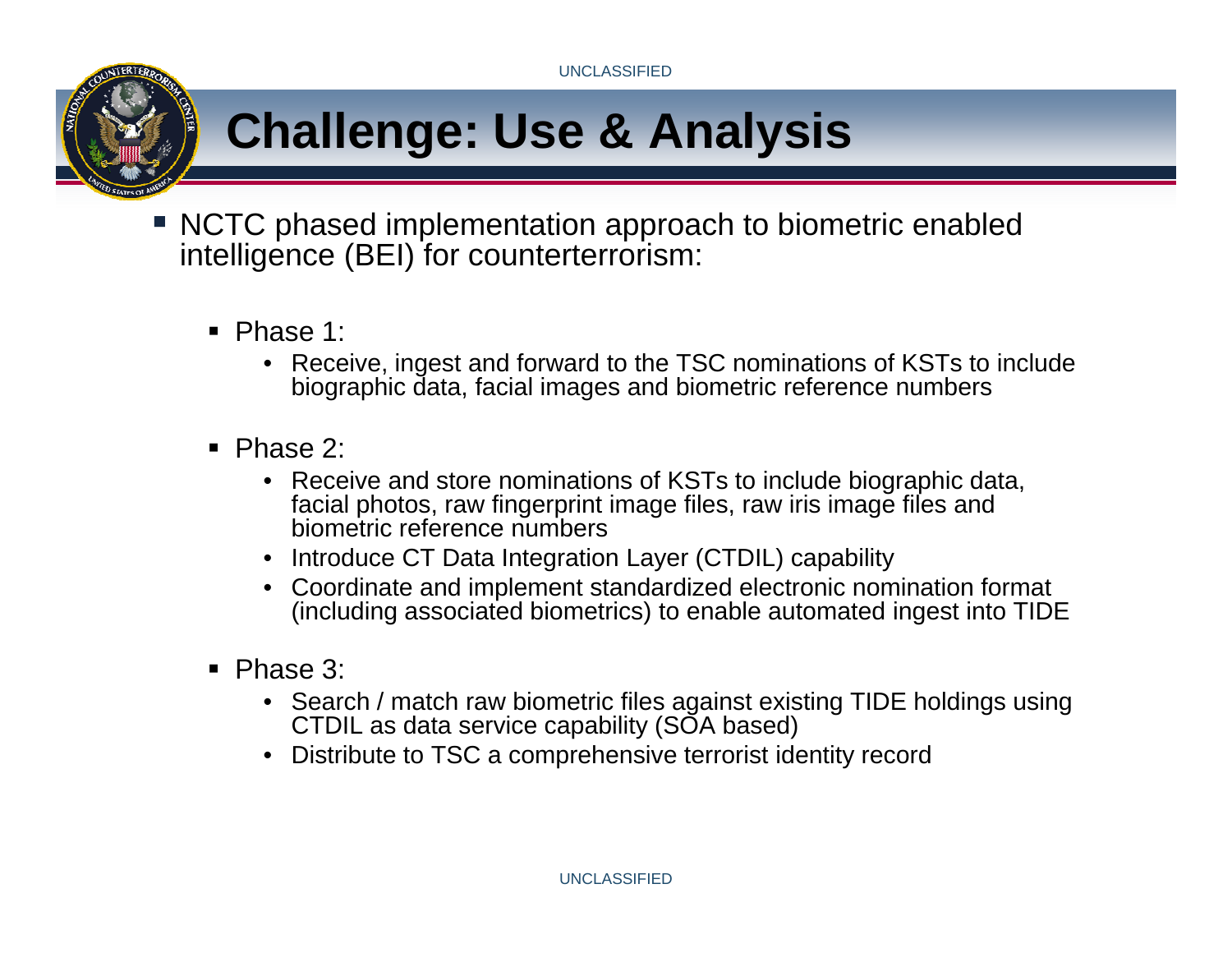# Challenge: Use & Analysis

- NCTC phased implementation approach to biometric enabled intelligence (BEI) for counterterrorism:
  - Phase 1:
    - Receive, ingest and forward to the TSC nominations of KSTs to include biographic data, facial images and biometric reference numbers
  - Phase 2:
    - Receive and store nominations of KSTs to include biographic data, facial photos, raw fingerprint image files, raw iris image files and biometric reference numbers
    - Introduce CT Data Integration Layer (CTDIL) capability
    - Coordinate and implement standardized electronic nomination format (including associated biometrics) to enable automated ingest into TIDE
  - Phase 3:
    - Search / match raw biometric files against existing TIDE holdings using CTDIL as data service capability (SOA based)
    - Distribute to TSC a comprehensive terrorist identity record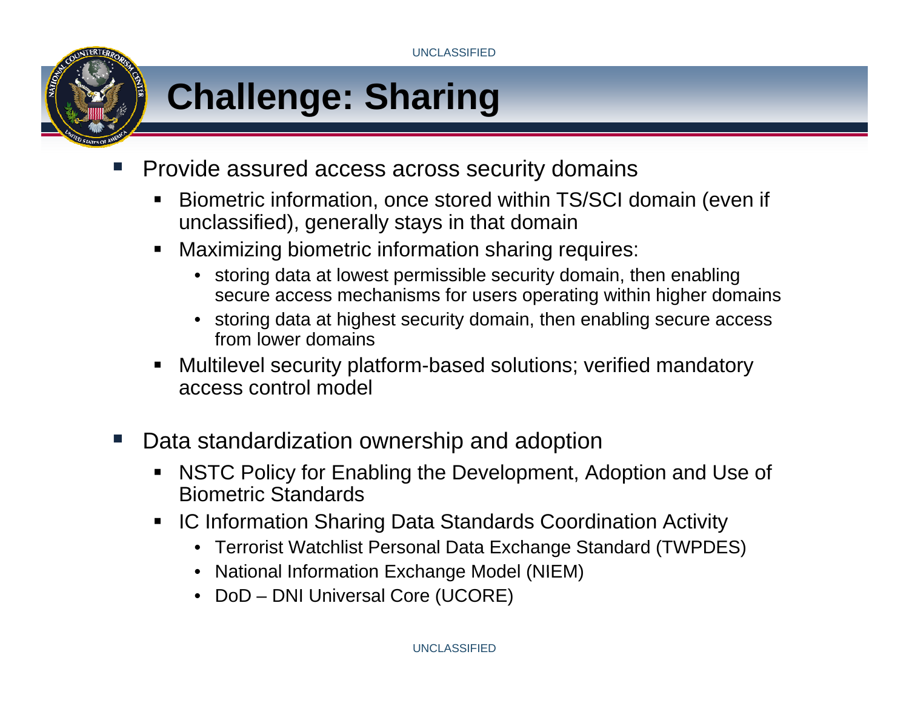# Challenge: Sharing

- Provide assured access across security domains
  - Biometric information, once stored within TS/SCI domain (even if unclassified), generally stays in that domain
  - Maximizing biometric information sharing requires:
    - storing data at lowest permissible security domain, then enabling secure access mechanisms for users operating within higher domains
    - storing data at highest security domain, then enabling secure access from lower domains
  - Multilevel security platform-based solutions; verified mandatory access control model

- Data standardization ownership and adoption
  - NSTC Policy for Enabling the Development, Adoption and Use of Biometric Standards
  - IC Information Sharing Data Standards Coordination Activity
    - Terrorist Watchlist Personal Data Exchange Standard (TWPDES)
    - National Information Exchange Model (NIEM)
    - DoD – DNI Universal Core (UCORE)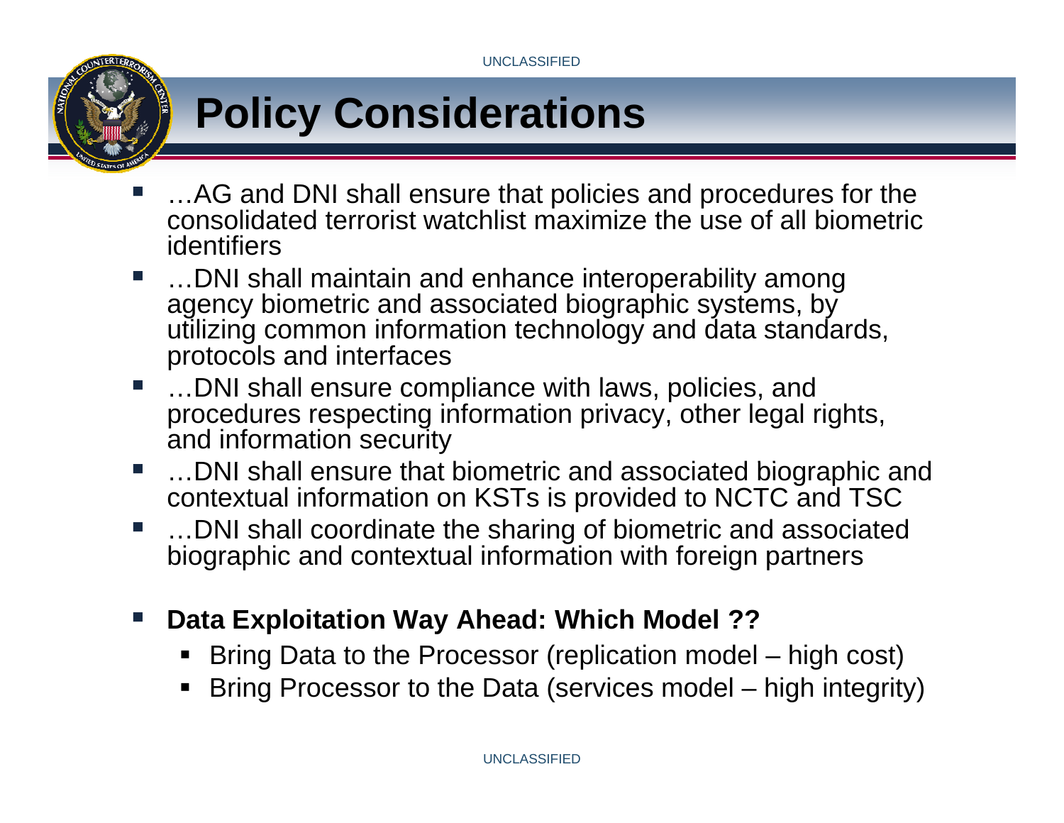# Policy Considerations

- …AG and DNI shall ensure that policies and procedures for the consolidated terrorist watchlist maximize the use of all biometric identifiers
- …DNI shall maintain and enhance interoperability among agency biometric and associated biographic systems, by utilizing common information technology and data standards, protocols and interfaces
- …DNI shall ensure compliance with laws, policies, and procedures respecting information privacy, other legal rights, and information security
- …DNI shall ensure that biometric and associated biographic and contextual information on KSTs is provided to NCTC and TSC
- …DNI shall coordinate the sharing of biometric and associated biographic and contextual information with foreign partners

- **Data Exploitation Way Ahead: Which Model ??**
  - Bring Data to the Processor (replication model – high cost)
  - Bring Processor to the Data (services model – high integrity)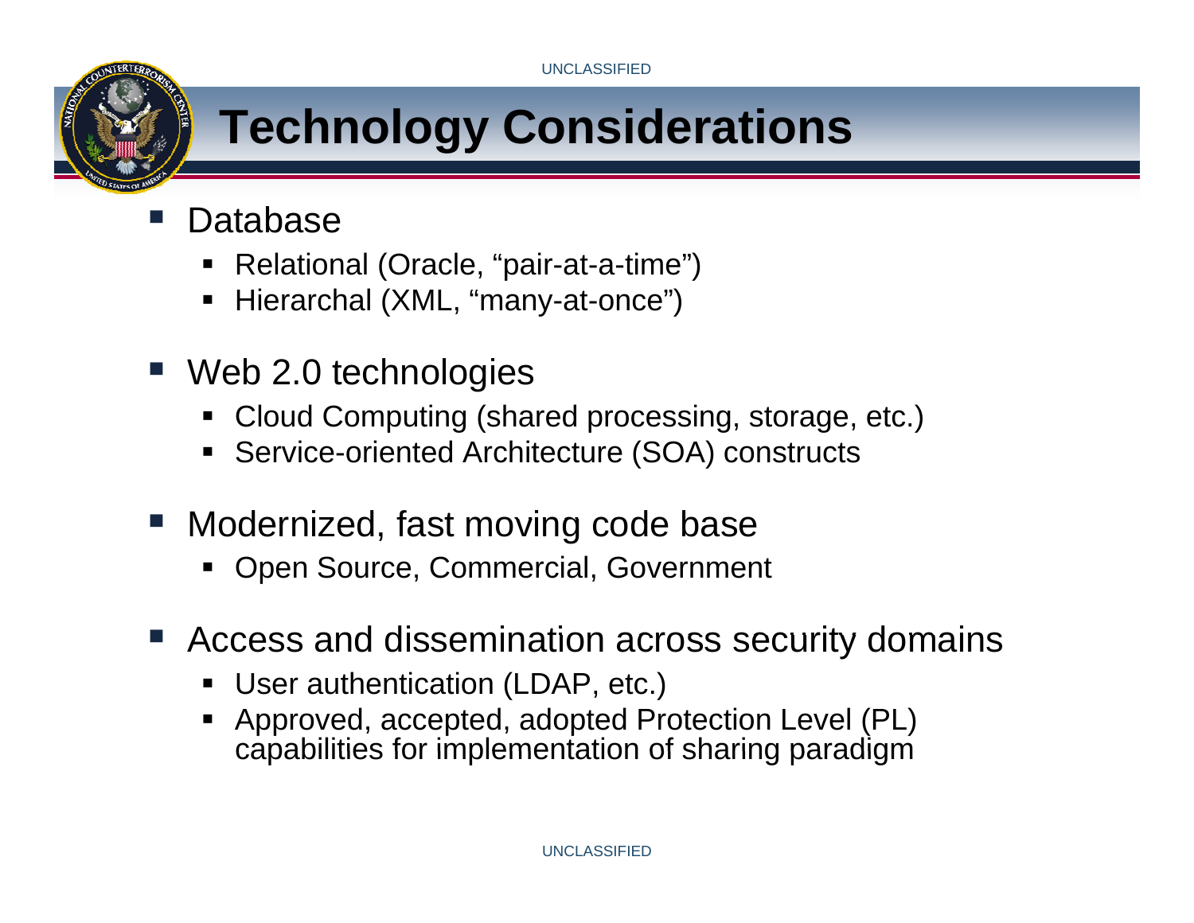# Technology Considerations

- Database
  - Relational (Oracle, "pair-at-a-time")
  - Hierarchal (XML, "many-at-once")
- Web 2.0 technologies
  - Cloud Computing (shared processing, storage, etc.)
  - Service-oriented Architecture (SOA) constructs
- Modernized, fast moving code base
  - Open Source, Commercial, Government
- Access and dissemination across security domains
  - User authentication (LDAP, etc.)
  - Approved, accepted, adopted Protection Level (PL) capabilities for implementation of sharing paradigm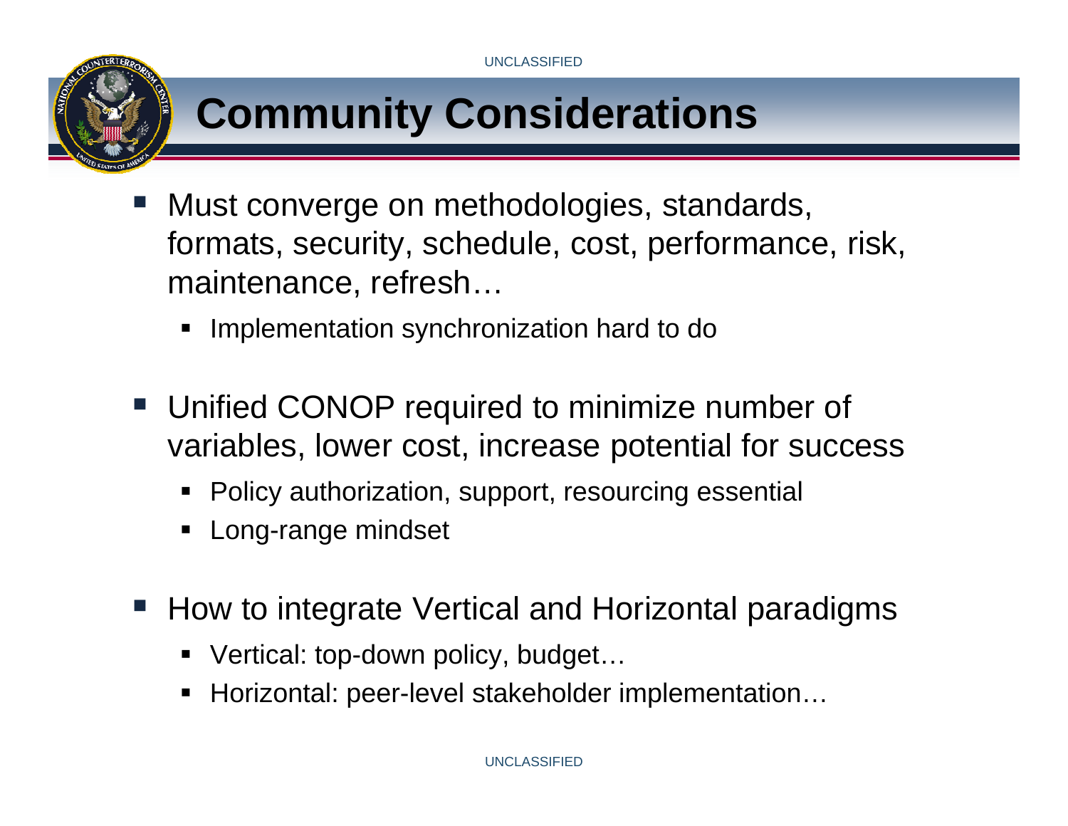# Community Considerations

- Must converge on methodologies, standards, formats, security, schedule, cost, performance, risk, maintenance, refresh…
  - Implementation synchronization hard to do
- Unified CONOP required to minimize number of variables, lower cost, increase potential for success
  - Policy authorization, support, resourcing essential
  - Long-range mindset
- How to integrate Vertical and Horizontal paradigms
  - Vertical: top-down policy, budget…
  - Horizontal: peer-level stakeholder implementation…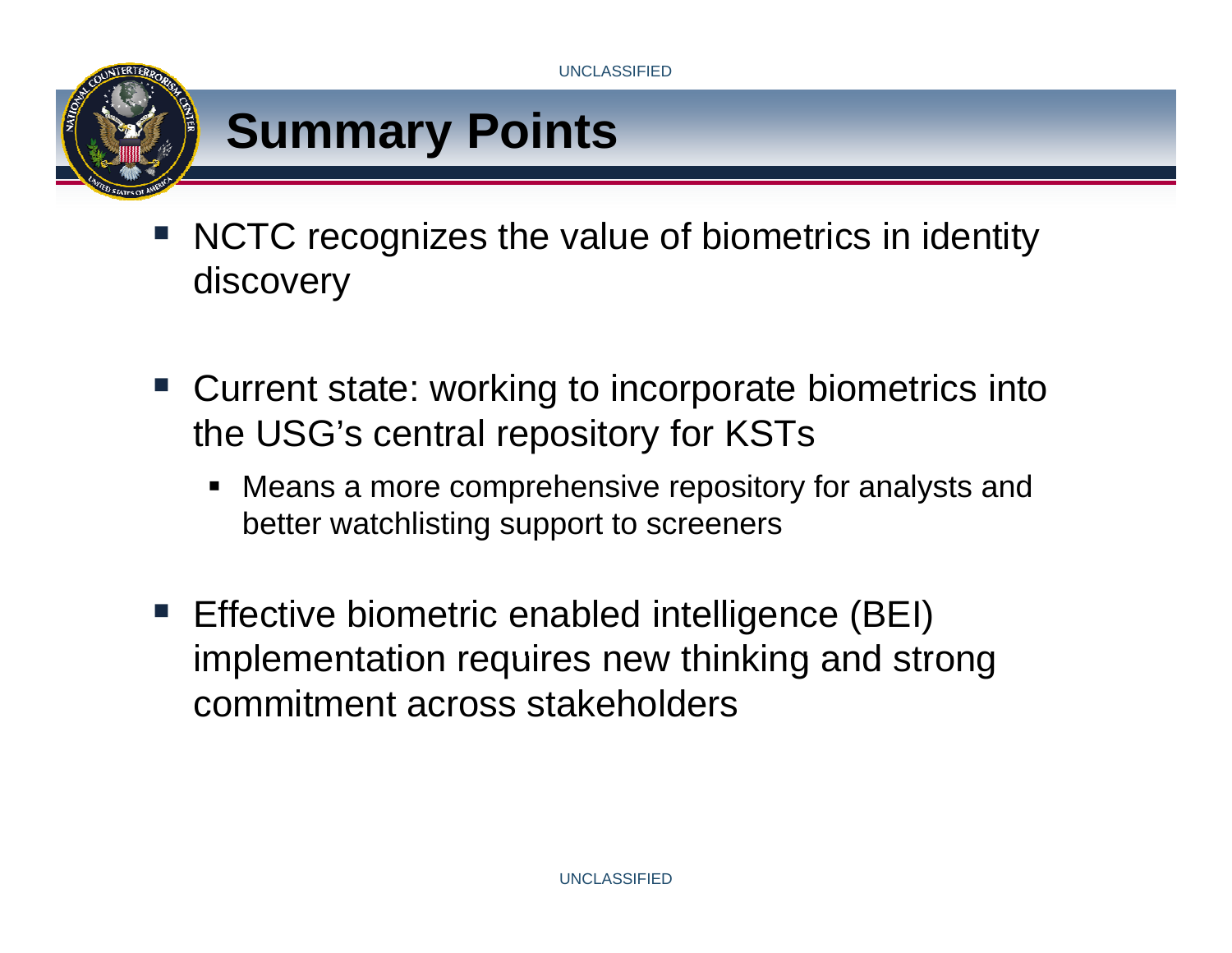# Summary Points

- NCTC recognizes the value of biometrics in identity discovery
- Current state: working to incorporate biometrics into the USG's central repository for KSTs
  - Means a more comprehensive repository for analysts and better watchlisting support to screeners
- Effective biometric enabled intelligence (BEI) implementation requires new thinking and strong commitment across stakeholders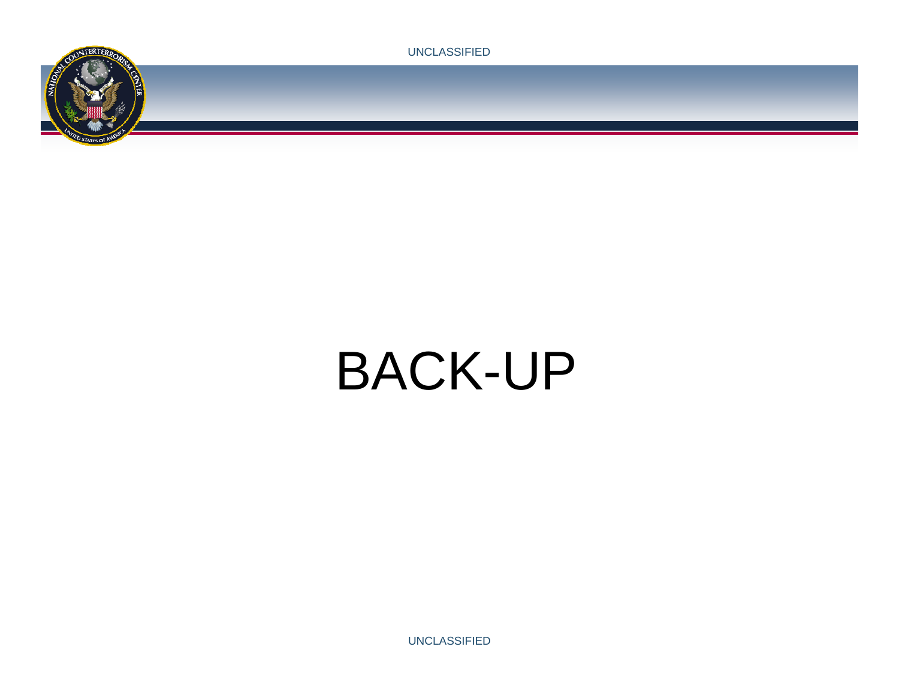UNCLASSIFIED

# BACK-UP

UNCLASSIFIED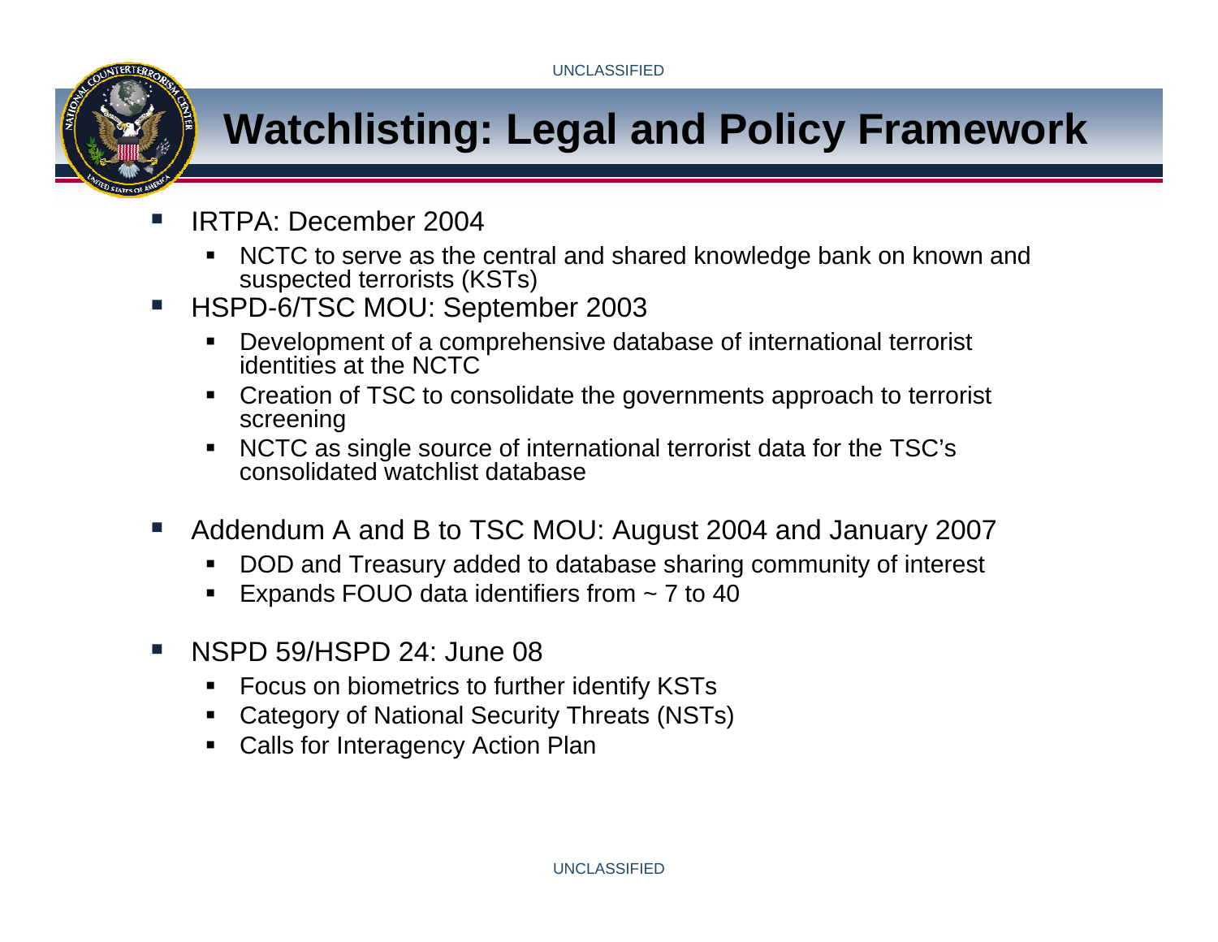# Watchlisting: Legal and Policy Framework

- IRTPA: December 2004
  - NCTC to serve as the central and shared knowledge bank on known and suspected terrorists (KSTs)
- HSPD-6/TSC MOU: September 2003
  - Development of a comprehensive database of international terrorist identities at the NCTC
  - Creation of TSC to consolidate the governments approach to terrorist screening
  - NCTC as single source of international terrorist data for the TSC's consolidated watchlist database
- Addendum A and B to TSC MOU: August 2004 and January 2007
  - DOD and Treasury added to database sharing community of interest
  - Expands FOUO data identifiers from ~ 7 to 40
- NSPD 59/HSPD 24: June 08
  - Focus on biometrics to further identify KSTs
  - Category of National Security Threats (NSTs)
  - Calls for Interagency Action Plan